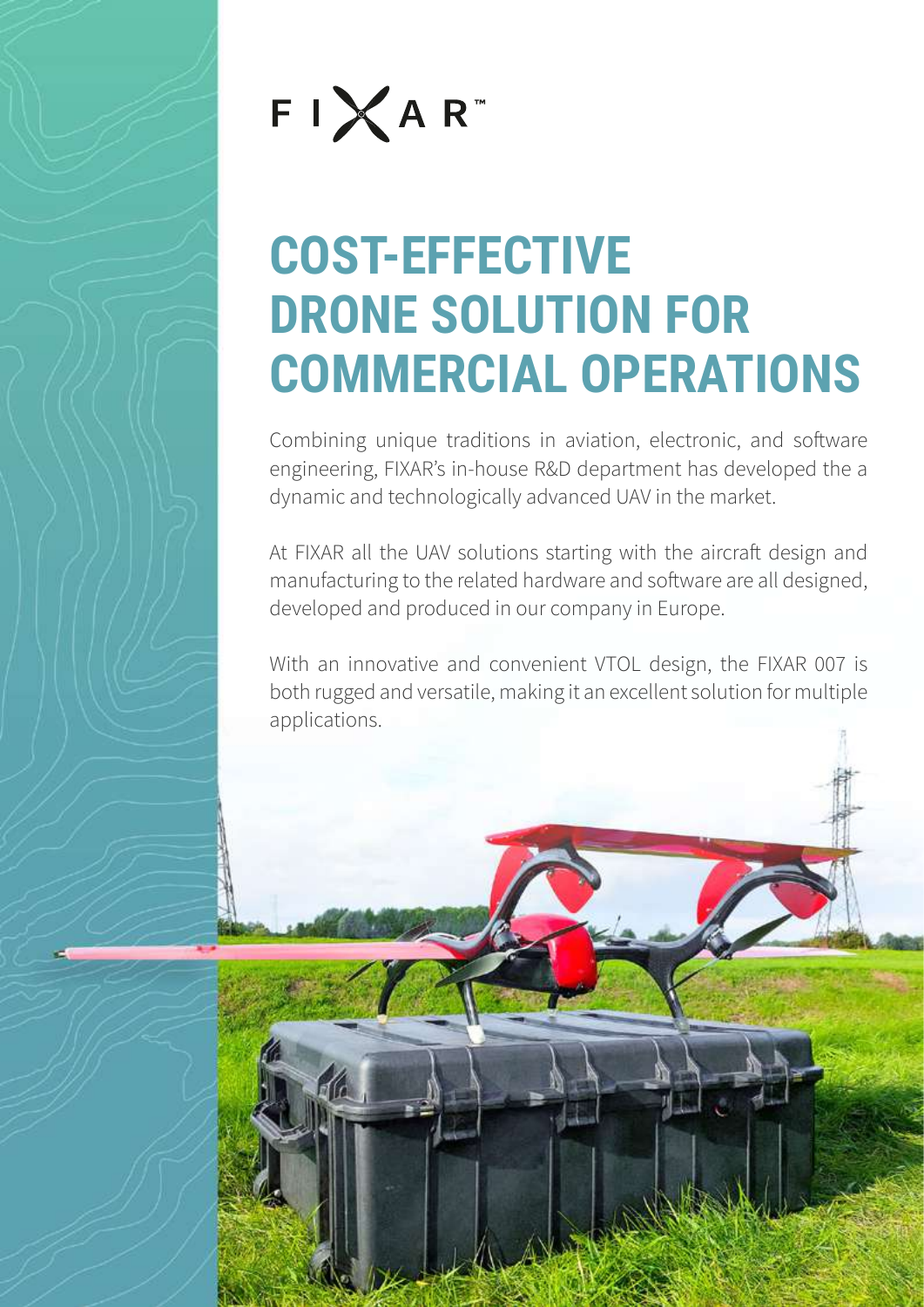FIXAR™

# COST-EFFECTIVE DRONE SOLUTION FOR COMMERCIAL OPERATIONS

Combining unique traditions in aviation, electronic, and software engineering, FIXAR's in-house R&D department has developed the a dynamic and technologically advanced UAV in the market.

At FIXAR all the UAV solutions starting with the aircraft design and manufacturing to the related hardware and software are all designed, developed and produced in our company in Europe.

With an innovative and convenient VTOL design, the FIXAR 007 is both rugged and versatile, making it an excellent solution for multiple applications.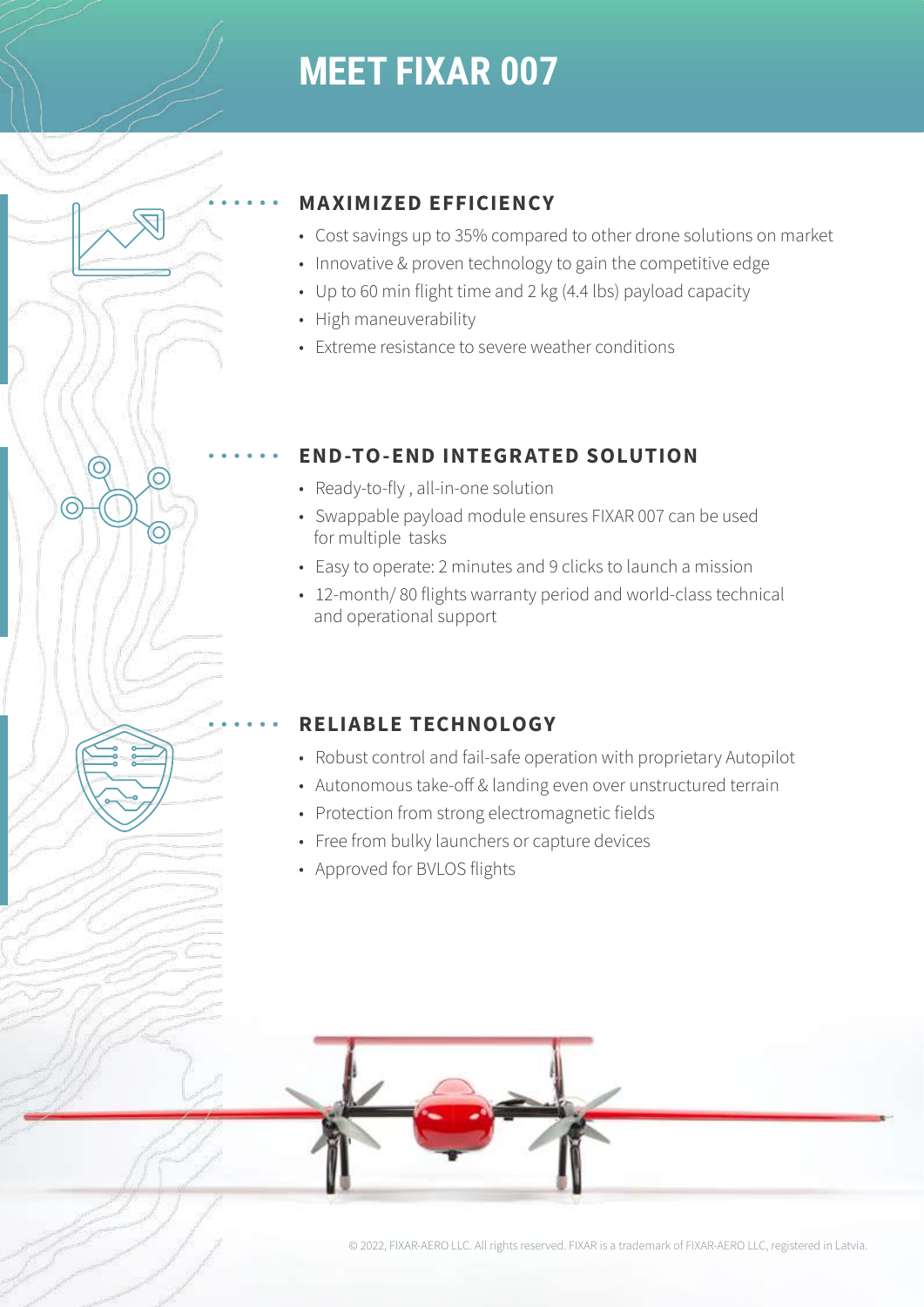# MEET FIXAR 007

## MAXIMIZED EFFICIENCY

- Cost savings up to 35% compared to other drone solutions on market
- Innovative & proven technology to gain the competitive edge
- Up to 60 min flight time and 2 kg (4.4 lbs) payload capacity
- High maneuverability
- Extreme resistance to severe weather conditions

## END-TO-END INTEGRATED SOLUTION

- Ready-to-fly , all-in-one solution
- Swappable payload module ensures FIXAR 007 can be used for multiple tasks
- Easy to operate: 2 minutes and 9 clicks to launch a mission
- 12-month/ 80 flights warranty period and world-class technical and operational support

## RELIABLE TECHNOLOGY

- Robust control and fail-safe operation with proprietary Autopilot
- Autonomous take-off & landing even over unstructured terrain
- Protection from strong electromagnetic fields
- Free from bulky launchers or capture devices
- Approved for BVLOS flights

© 2022, FIXAR-AERO LLC. All rights reserved. FIXAR is a trademark of FIXAR-AERO LLC, registered in Latvia.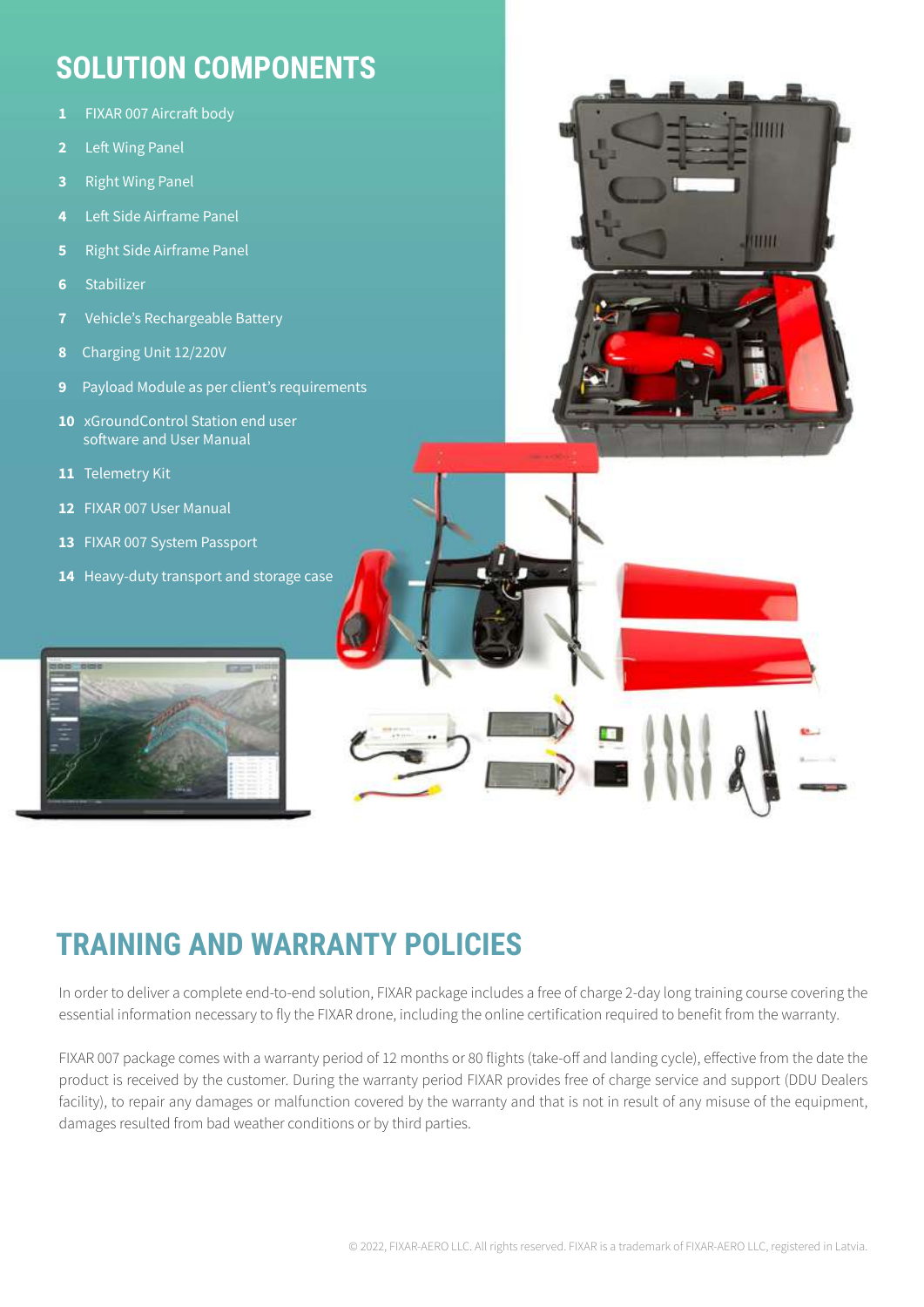## SOLUTION COMPONENTS

1. FIXAR 007 Aircraft body
2. Left Wing Panel
3. Right Wing Panel
4. Left Side Airframe Panel
5. Right Side Airframe Panel
6. Stabilizer
7. Vehicle's Rechargeable Battery
8. Charging Unit 12/220V
9. Payload Module as per client's requirements
10. xGroundControl Station end user software and User Manual
11. Telemetry Kit
12. FIXAR 007 User Manual
13. FIXAR 007 System Passport
14. Heavy-duty transport and storage case

## TRAINING AND WARRANTY POLICIES

In order to deliver a complete end-to-end solution, FIXAR package includes a free of charge 2-day long training course covering the essential information necessary to fly the FIXAR drone, including the online certification required to benefit from the warranty.

FIXAR 007 package comes with a warranty period of 12 months or 80 flights (take-off and landing cycle), effective from the date the product is received by the customer. During the warranty period FIXAR provides free of charge service and support (DDU Dealers facility), to repair any damages or malfunction covered by the warranty and that is not in result of any misuse of the equipment, damages resulted from bad weather conditions or by third parties.

© 2022, FIXAR-AERO LLC. All rights reserved. FIXAR is a trademark of FIXAR-AERO LLC, registered in Latvia.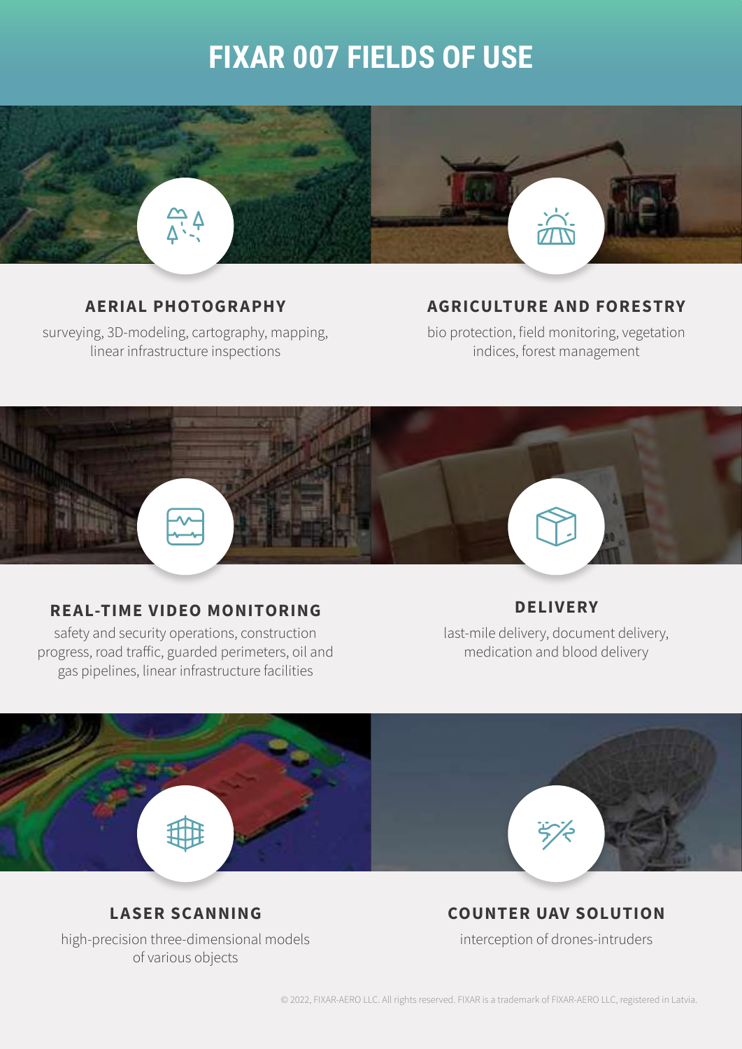# FIXAR 007 FIELDS OF USE

### AERIAL PHOTOGRAPHY

surveying, 3D-modeling, cartography, mapping, linear infrastructure inspections

### AGRICULTURE AND FORESTRY

bio protection, field monitoring, vegetation indices, forest management

### REAL-TIME VIDEO MONITORING

safety and security operations, construction progress, road traffic, guarded perimeters, oil and gas pipelines, linear infrastructure facilities

### DELIVERY

last-mile delivery, document delivery, medication and blood delivery

### LASER SCANNING

high-precision three-dimensional models of various objects

### COUNTER UAV SOLUTION

interception of drones-intruders

© 2022, FIXAR-AERO LLC. All rights reserved. FIXAR is a trademark of FIXAR-AERO LLC, registered in Latvia.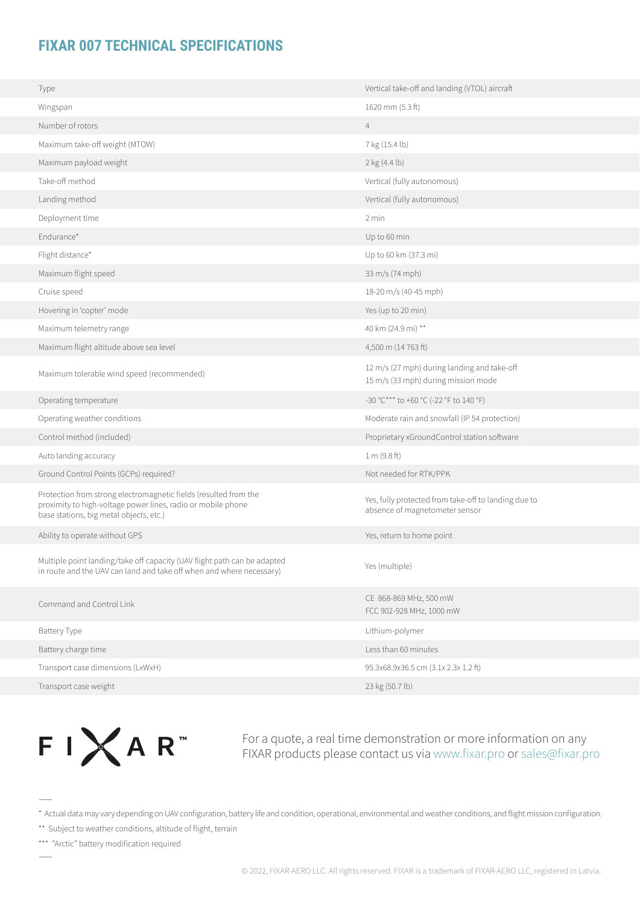# FIXAR 007 TECHNICAL SPECIFICATIONS

| | |
|---|---|
| Type | Vertical take-off and landing (VTOL) aircraft |
| Wingspan | 1620 mm (5.3 ft) |
| Number of rotors | 4 |
| Maximum take-off weight (MTOW) | 7 kg (15.4 lb) |
| Maximum payload weight | 2 kg (4.4 lb) |
| Take-off method | Vertical (fully autonomous) |
| Landing method | Vertical (fully autonomous) |
| Deployment time | 2 min |
| Endurance* | Up to 60 min |
| Flight distance* | Up to 60 km (37.3 mi) |
| Maximum flight speed | 33 m/s (74 mph) |
| Cruise speed | 18-20 m/s (40-45 mph) |
| Hovering in 'copter' mode | Yes (up to 20 min) |
| Maximum telemetry range | 40 km (24.9 mi) ** |
| Maximum flight altitude above sea level | 4,500 m (14 763 ft) |
| Maximum tolerable wind speed (recommended) | 12 m/s (27 mph) during landing and take-off<br>15 m/s (33 mph) during mission mode |
| Operating temperature | -30 °C*** to +60 °C (-22 °F to 140 °F) |
| Operating weather conditions | Moderate rain and snowfall (IP 54 protection) |
| Control method (included) | Proprietary xGroundControl station software |
| Auto landing accuracy | 1 m (9.8 ft) |
| Ground Control Points (GCPs) required? | Not needed for RTK/PPK |
| Protection from strong electromagnetic fields (resulted from the proximity to high-voltage power lines, radio or mobile phone base stations, big metal objects, etc.) | Yes, fully protected from take-off to landing due to absence of magnetometer sensor |
| Ability to operate without GPS | Yes, return to home point |
| Multiple point landing/take off capacity (UAV flight path can be adapted in route and the UAV can land and take off when and where necessary) | Yes (multiple) |
| Command and Control Link | CE 868-869 MHz, 500 mW<br>FCC 902-928 MHz, 1000 mW |
| Battery Type | Lithium-polymer |
| Battery charge time | Less than 60 minutes |
| Transport case dimensions (LxWxH) | 95.3x68.9x36.5 cm (3.1x 2.3x 1.2 ft) |
| Transport case weight | 23 kg (50.7 lb) |

FIXAR™

For a quote, a real time demonstration or more information on any FIXAR products please contact us via www.fixar.pro or sales@fixar.pro

---

* Actual data may vary depending on UAV configuration, battery life and condition, operational, environmental and weather conditions, and flight mission configuration.

** Subject to weather conditions, altitude of flight, terrain

*** "Arctic" battery modification required

---

© 2022, FIXAR-AERO LLC. All rights reserved. FIXAR is a trademark of FIXAR-AERO LLC, registered in Latvia.